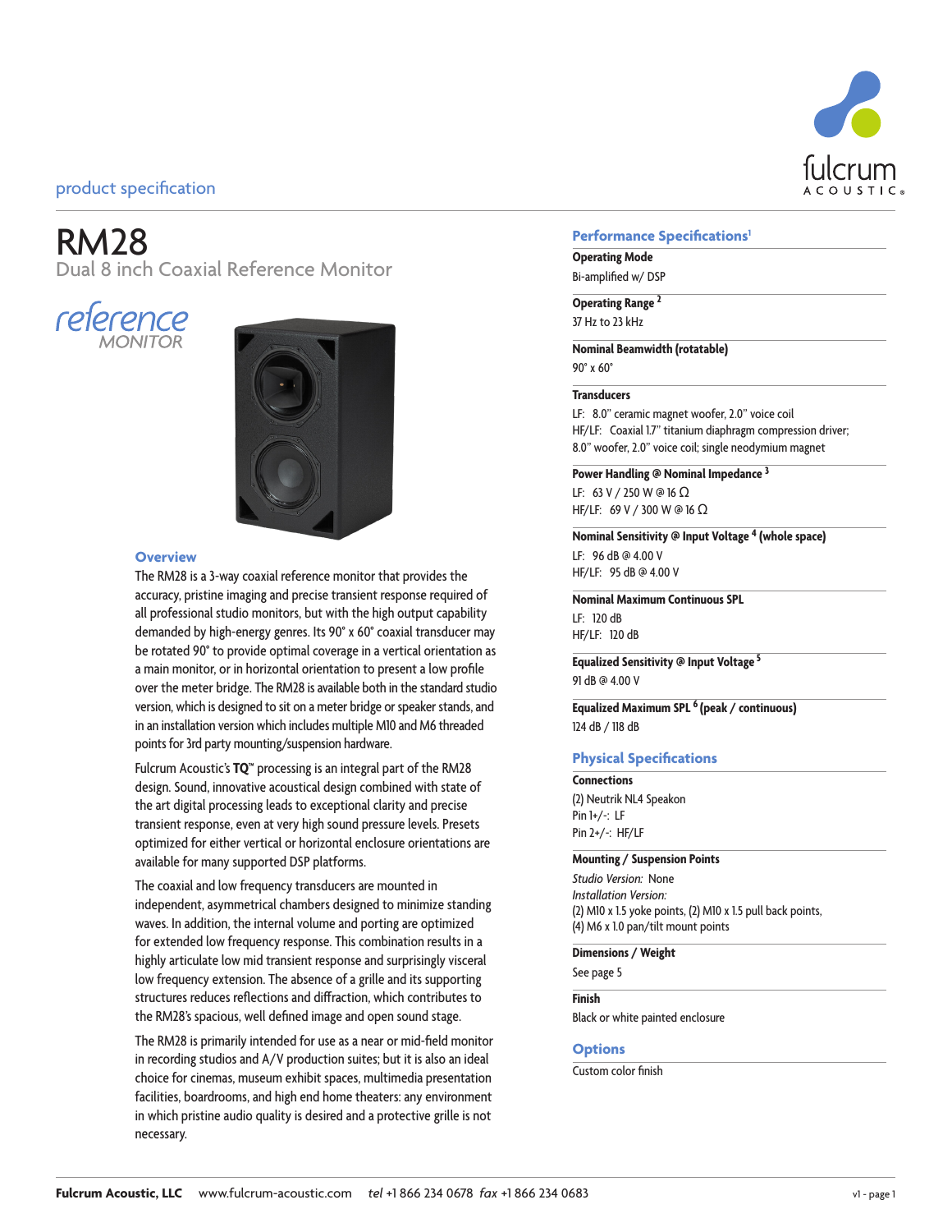product specification

# RM28

## Dual 8 inch Coaxial Reference Monitor

reference MONITOR

### Overview

The RM28 is a 3-way coaxial reference monitor that provides the accuracy, pristine imaging and precise transient response required of all professional studio monitors, but with the high output capability demanded by high-energy genres. Its 90° x 60° coaxial transducer may be rotated 90° to provide optimal coverage in a vertical orientation as a main monitor, or in horizontal orientation to present a low profile over the meter bridge. The RM28 is available both in the standard studio version, which is designed to sit on a meter bridge or speaker stands, and in an installation version which includes multiple M10 and M6 threaded points for 3rd party mounting/suspension hardware.

Fulcrum Acoustic's **TQ**™ processing is an integral part of the RM28 design. Sound, innovative acoustical design combined with state of the art digital processing leads to exceptional clarity and precise transient response, even at very high sound pressure levels. Presets optimized for either vertical or horizontal enclosure orientations are available for many supported DSP platforms.

The coaxial and low frequency transducers are mounted in independent, asymmetrical chambers designed to minimize standing waves. In addition, the internal volume and porting are optimized for extended low frequency response. This combination results in a highly articulate low mid transient response and surprisingly visceral low frequency extension. The absence of a grille and its supporting structures reduces reflections and diffraction, which contributes to the RM28's spacious, well defined image and open sound stage.

The RM28 is primarily intended for use as a near or mid-field monitor in recording studios and A/V production suites; but it is also an ideal choice for cinemas, museum exhibit spaces, multimedia presentation facilities, boardrooms, and high end home theaters: any environment in which pristine audio quality is desired and a protective grille is not necessary.

### Performance Specifications[1]

**Operating Mode**
Bi-amplified w/ DSP

**Operating Range [2]**
37 Hz to 23 kHz

**Nominal Beamwidth (rotatable)**
90° x 60°

**Transducers**
LF: 8.0" ceramic magnet woofer, 2.0" voice coil
HF/LF: Coaxial 1.7" titanium diaphragm compression driver; 8.0" woofer, 2.0" voice coil; single neodymium magnet

**Power Handling @ Nominal Impedance [3]**
LF: 63 V / 250 W @ 16 Ω
HF/LF: 69 V / 300 W @ 16 Ω

**Nominal Sensitivity @ Input Voltage [4] (whole space)**
LF: 96 dB @ 4.00 V
HF/LF: 95 dB @ 4.00 V

**Nominal Maximum Continuous SPL**
LF: 120 dB
HF/LF: 120 dB

**Equalized Sensitivity @ Input Voltage [5]**
91 dB @ 4.00 V

**Equalized Maximum SPL [6] (peak / continuous)**
124 dB / 118 dB

### Physical Specifications

**Connections**
(2) Neutrik NL4 Speakon
Pin 1+/-: LF
Pin 2+/-: HF/LF

**Mounting / Suspension Points**
*Studio Version:* None
*Installation Version:*
(2) M10 x 1.5 yoke points, (2) M10 x 1.5 pull back points,
(4) M6 x 1.0 pan/tilt mount points

**Dimensions / Weight**
See page 5

**Finish**
Black or white painted enclosure

### Options

Custom color finish

**Fulcrum Acoustic, LLC** www.fulcrum-acoustic.com *tel* +1 866 234 0678 *fax* +1 866 234 0683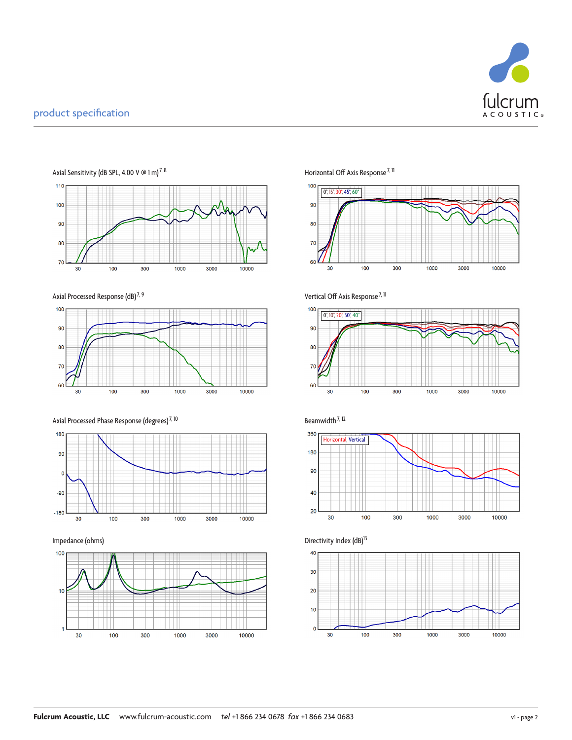## product specification

Axial Sensitivity (dB SPL, 4.00 V @ 1 m)[7, 8]

Horizontal Off Axis Response[7, 11]

Axial Processed Response (dB)[7, 9]

Vertical Off Axis Response[7, 11]

Axial Processed Phase Response (degrees)[7, 10]

Beamwidth[7, 12]

Impedance (ohms)

Directivity Index (dB)[13]

**Fulcrum Acoustic, LLC** www.fulcrum-acoustic.com *tel* +1 866 234 0678 *fax* +1 866 234 0683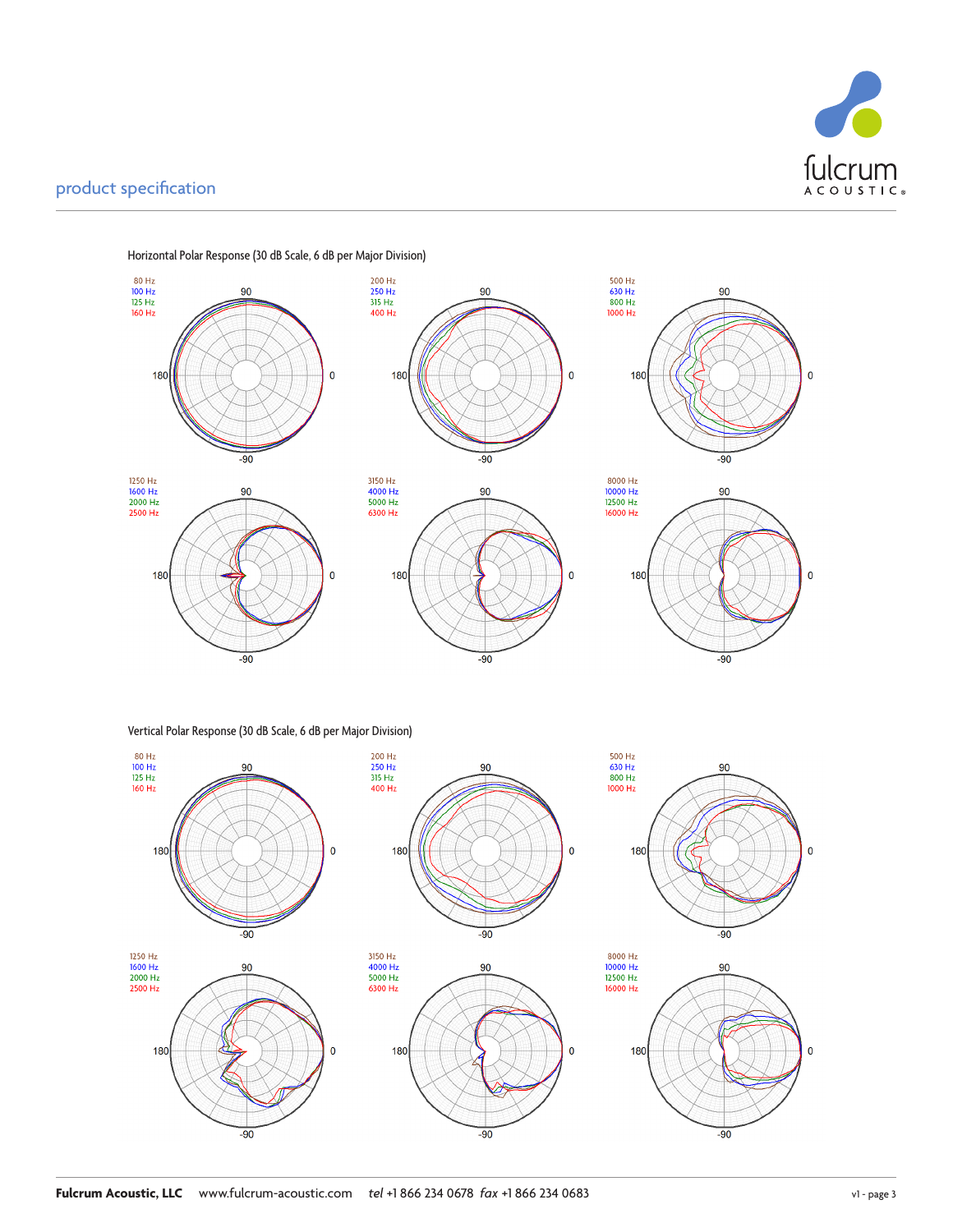Horizontal Polar Response (30 dB Scale, 6 dB per Major Division)

80 Hz
100 Hz
125 Hz
160 Hz

200 Hz
250 Hz
315 Hz
400 Hz

500 Hz
630 Hz
800 Hz
1000 Hz

1250 Hz
1600 Hz
2000 Hz
2500 Hz

3150 Hz
4000 Hz
5000 Hz
6300 Hz

8000 Hz
10000 Hz
12500 Hz
16000 Hz

Vertical Polar Response (30 dB Scale, 6 dB per Major Division)

80 Hz
100 Hz
125 Hz
160 Hz

200 Hz
250 Hz
315 Hz
400 Hz

500 Hz
630 Hz
800 Hz
1000 Hz

1250 Hz
1600 Hz
2000 Hz
2500 Hz

3150 Hz
4000 Hz
5000 Hz
6300 Hz

8000 Hz
10000 Hz
12500 Hz
16000 Hz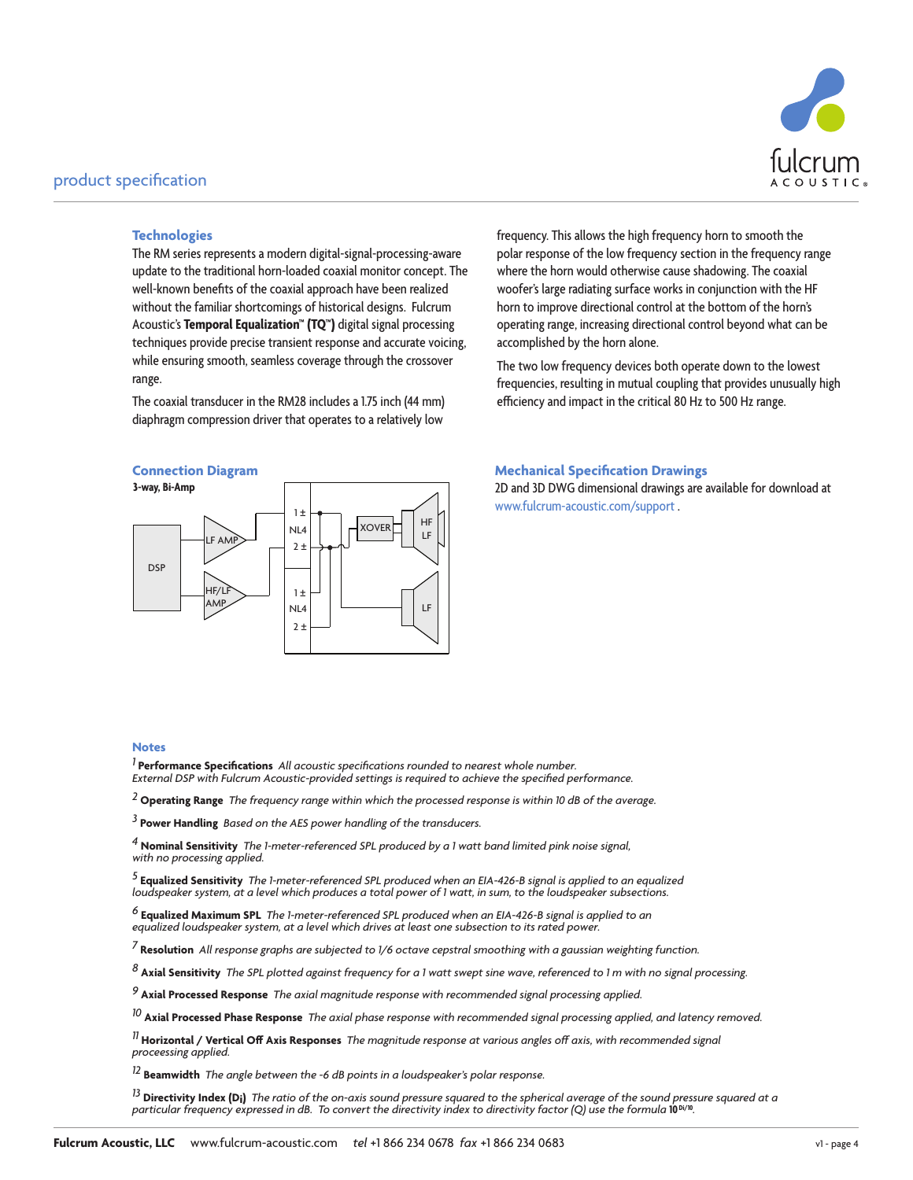## Technologies

The RM series represents a modern digital-signal-processing-aware update to the traditional horn-loaded coaxial monitor concept. The well-known benefits of the coaxial approach have been realized without the familiar shortcomings of historical designs. Fulcrum Acoustic's **Temporal Equalization™ (TQ™)** digital signal processing techniques provide precise transient response and accurate voicing, while ensuring smooth, seamless coverage through the crossover range.

The coaxial transducer in the RM28 includes a 1.75 inch (44 mm) diaphragm compression driver that operates to a relatively low frequency. This allows the high frequency horn to smooth the polar response of the low frequency section in the frequency range where the horn would otherwise cause shadowing. The coaxial woofer's large radiating surface works in conjunction with the HF horn to improve directional control at the bottom of the horn's operating range, increasing directional control beyond what can be accomplished by the horn alone.

The two low frequency devices both operate down to the lowest frequencies, resulting in mutual coupling that provides unusually high efficiency and impact in the critical 80 Hz to 500 Hz range.

## Connection Diagram

**3-way, Bi-Amp**

DSP — LF AMP — HF/LF AMP — NL4 (1 ±, 2 ±) — NL4 (1 ±, 2 ±) — XOVER — HF / LF — LF

## Mechanical Specification Drawings

2D and 3D DWG dimensional drawings are available for download at www.fulcrum-acoustic.com/support .

## Notes

[1] **Performance Specifications** *All acoustic specifications rounded to nearest whole number. External DSP with Fulcrum Acoustic-provided settings is required to achieve the specified performance.*

[2] **Operating Range** *The frequency range within which the processed response is within 10 dB of the average.*

[3] **Power Handling** *Based on the AES power handling of the transducers.*

[4] **Nominal Sensitivity** *The 1-meter-referenced SPL produced by a 1 watt band limited pink noise signal, with no processing applied.*

[5] **Equalized Sensitivity** *The 1-meter-referenced SPL produced when an EIA-426-B signal is applied to an equalized loudspeaker system, at a level which produces a total power of 1 watt, in sum, to the loudspeaker subsections.*

[6] **Equalized Maximum SPL** *The 1-meter-referenced SPL produced when an EIA-426-B signal is applied to an equalized loudspeaker system, at a level which drives at least one subsection to its rated power.*

[7] **Resolution** *All response graphs are subjected to 1/6 octave cepstral smoothing with a gaussian weighting function.*

[8] **Axial Sensitivity** *The SPL plotted against frequency for a 1 watt swept sine wave, referenced to 1 m with no signal processing.*

[9] **Axial Processed Response** *The axial magnitude response with recommended signal processing applied.*

[10] **Axial Processed Phase Response** *The axial phase response with recommended signal processing applied, and latency removed.*

[11] **Horizontal / Vertical Off Axis Responses** *The magnitude response at various angles off axis, with recommended signal processing applied.*

[12] **Beamwidth** *The angle between the -6 dB points in a loudspeaker's polar response.*

[13] **Directivity Index ($D_i$)** *The ratio of the on-axis sound pressure squared to the spherical average of the sound pressure squared at a particular frequency expressed in dB. To convert the directivity index to directivity factor (Q) use the formula* $10^{D_i/10}$.

**Fulcrum Acoustic, LLC** www.fulcrum-acoustic.com *tel* +1 866 234 0678 *fax* +1 866 234 0683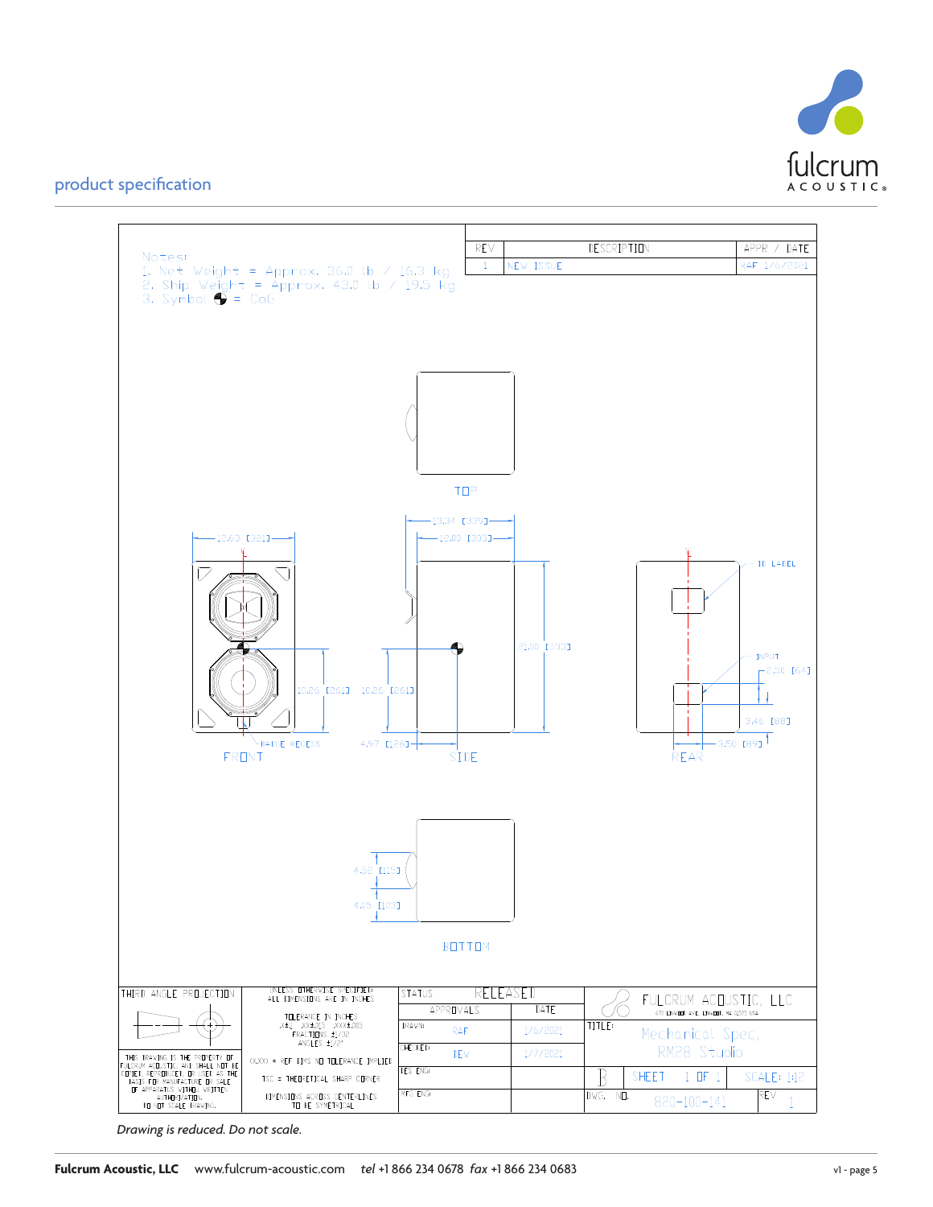product specification

Notes:
1. Net Weight = Approx. 36.0 lb / 16.3 kg
2. Ship Weight = Approx. 43.0 lb / 19.5 kg
3. Symbol ⯊ = CoG

| REV | DESCRIPTION | APPR / DATE |
|---|---|---|
| 1 | NEW ISSUE | RAF 1/6/2021 |

TOP

12.63 [321]

13.34 [339]

12.00 [305]

21.00 [533]

10.26 [261]

10.26 [261]

4.97 [126]

HANDLE RECESS

ID LABEL

INPUT

2.50 [64]

3.46 [88]

3.50 [89]

FRONT

SIDE

REAR

4.52 [115]

4.05 [103]

BOTTOM

| THIRD ANGLE PROJECTION | UNLESS OTHERWISE SPECIFIED: ALL DIMENSIONS ARE IN INCHES | STATUS | RELEASED | FULCRUM ACOUSTIC, LLC |
|---|---|---|---|---|
| | TOLERANCE IN INCHES .X±.1 .XX±.015 .XXX±.005 FRACTIONS ±1/32 ANGLES ±1/2° | APPROVALS | DATE | TITLE: Mechanical Spec, RM28 Studio |
| | (X.XX) = REF DIMS NO TOLERANCE IMPLIED | DRAWN: RAF | 1/6/2021 | |
| THIS DRAWING IS THE PROPERTY OF FULCRUM ACOUSTIC AND SHALL NOT BE COPIED, REPRODUCED, OR USED AS THE BASIS FOR MANUFACTURE OR SALE OF APPARATUS WITHOUT WRITTEN AUTHORIZATION. DO NOT SCALE DRAWING. | TSC = THEORETICAL SHARP CORNER | CHECKED: DEW | 1/7/2021 | B SHEET 1 OF 1 SCALE: 1:12 |
| | DIMENSIONS ACROSS CENTERLINES TO BE SYMMETRICAL | DES ENG: | | |
| | | MFG ENG: | | DWG. NO. 820-100-141 REV 1 |

*Drawing is reduced. Do not scale.*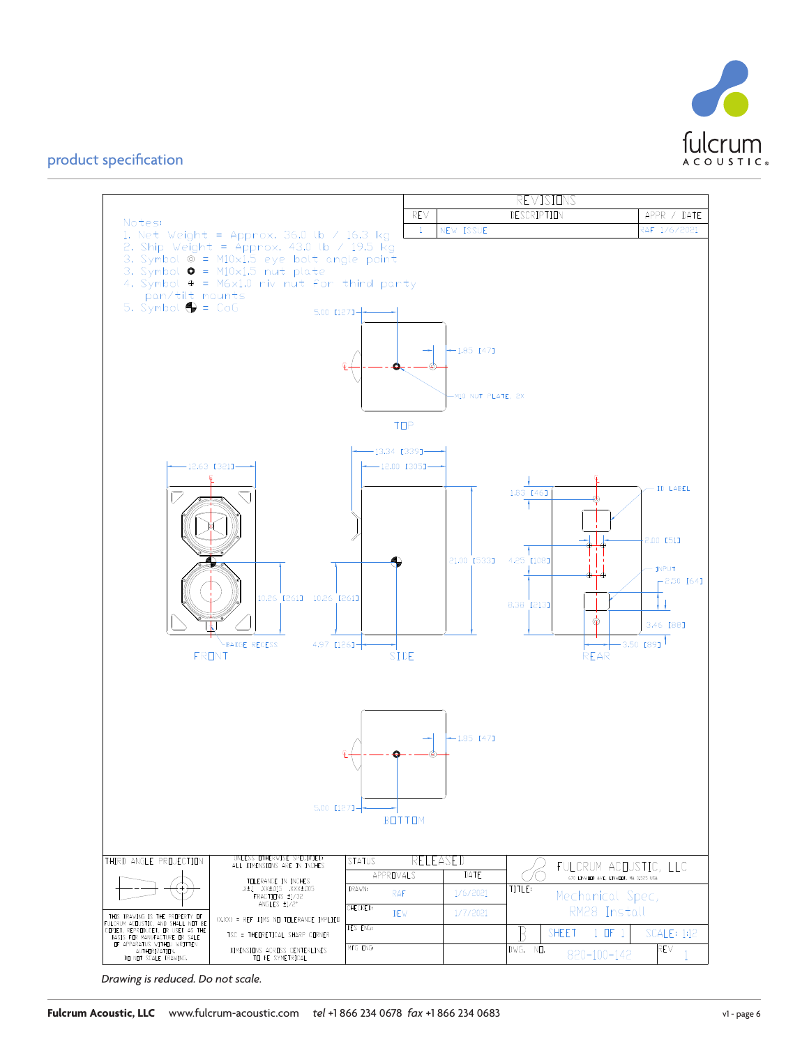## product specification

Notes:
1. Net Weight = Approx. 36.0 lb / 16.3 kg
2. Ship Weight = Approx. 43.0 lb / 19.5 kg
3. Symbol ◎ = M10x1.5 eye bolt angle point
3. Symbol ● = M10x1.5 nut plate
4. Symbol ⊕ = M6x1.0 riv nut for third party pan/tilt mounts
5. Symbol = CoG

REVISIONS

| REV | DESCRIPTION | APPR / DATE |
| --- | --- | --- |
| 1 | NEW ISSUE | RAF 1/6/2021 |

TOP
5.00 [127]
1.85 [47]
M10 NUT PLATE 2X

FRONT
12.63 [321]
10.26 [261]
HANDLE RECESS

SIDE
13.34 [339]
12.00 [305]
21.00 [533]
10.26 [261]
4.97 [126]

REAR
1.83 [46]
ID LABEL
2.00 [51]
4.25 [108]
INPUT
2.50 [64]
8.38 [213]
3.46 [88]
3.50 [89]

BOTTOM
1.85 [47]
5.00 [127]

THIRD ANGLE PROJECTION

THIS DRAWING IS THE PROPERTY OF FULCRUM ACOUSTIC AND SHALL NOT BE COPIED, REPRODUCED OR USED AS THE BASIS FOR MANUFACTURE OR SALE OF APPARATUS WITHOUT WRITTEN AUTHORIZATION. DO NOT SCALE DRAWING.

UNLESS OTHERWISE SPECIFIED: ALL DIMENSIONS ARE IN INCHES
TOLERANCE IN INCHES .X±.1 .XX±.015 .XXX±.005 FRACTIONS ±1/32 ANGLES ±1/2°
(X.XX) = REF DIMS NO TOLERANCE IMPLIED
TSC = THEORETICAL SHARP CORNER
DIMENSIONS ACROSS CENTERLINES TO BE SYMETRICAL

| STATUS | RELEASED |
| --- | --- |
| APPROVALS | DATE |
| DRAWN: RAF | 1/6/2021 |
| CHECKED: DEW | 1/7/2021 |
| DES ENG: | |
| MFG ENG: | |

FULCRUM ACOUSTIC, LLC

TITLE: Mechanical Spec, RM28 Install

B SHEET 1 OF 1 SCALE: 1:12

DWG. NO. 820-100-142 REV 1

*Drawing is reduced. Do not scale.*